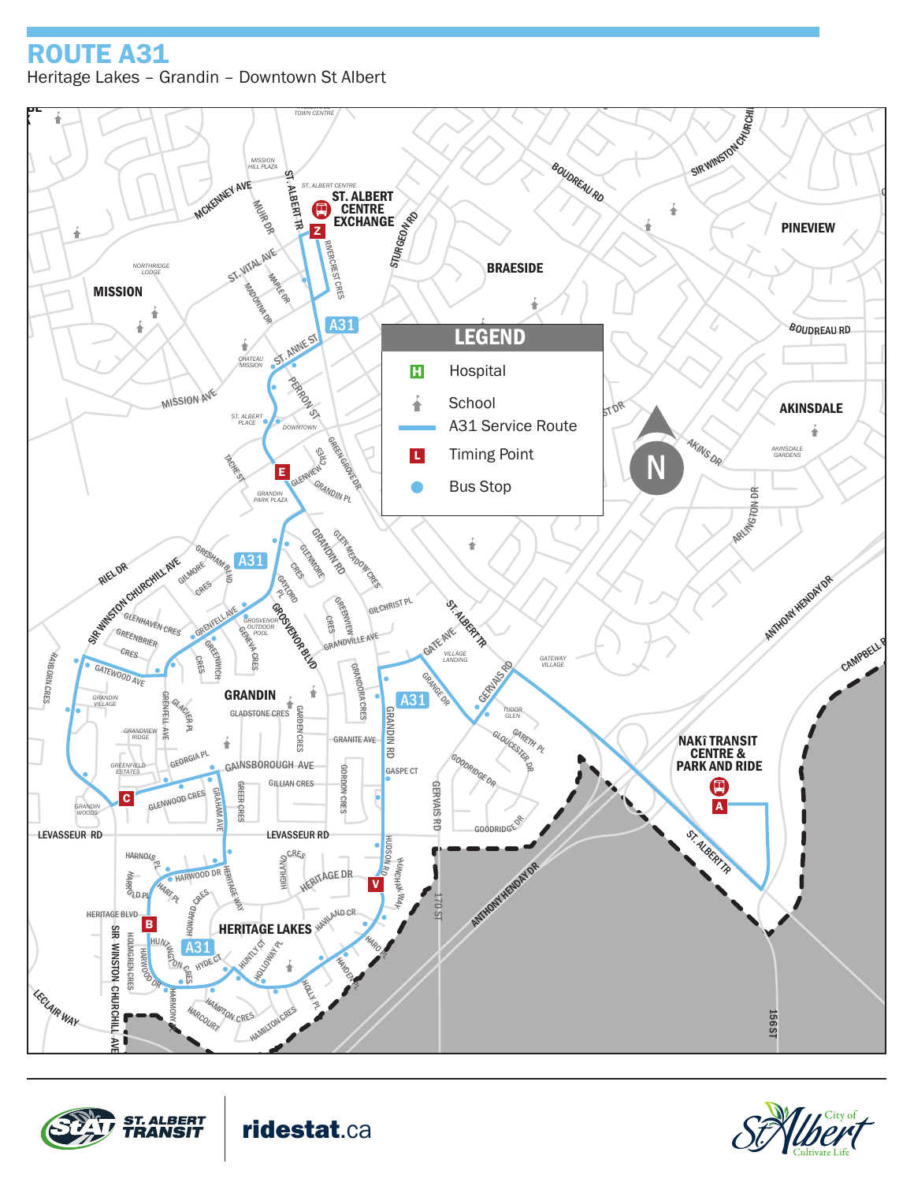# ROUTE A31

Heritage Lakes – Grandin – Downtown St Albert

**LEGEND**

- Hospital
- School
- A31 Service Route
- Timing Point
- Bus Stop

ST. ALBERT CENTRE EXCHANGE (Z)

NAKÎ TRANSIT CENTRE & PARK AND RIDE (A)

ST. ALBERT TRANSIT

ridestat.ca

City of St. Albert — Cultivate Life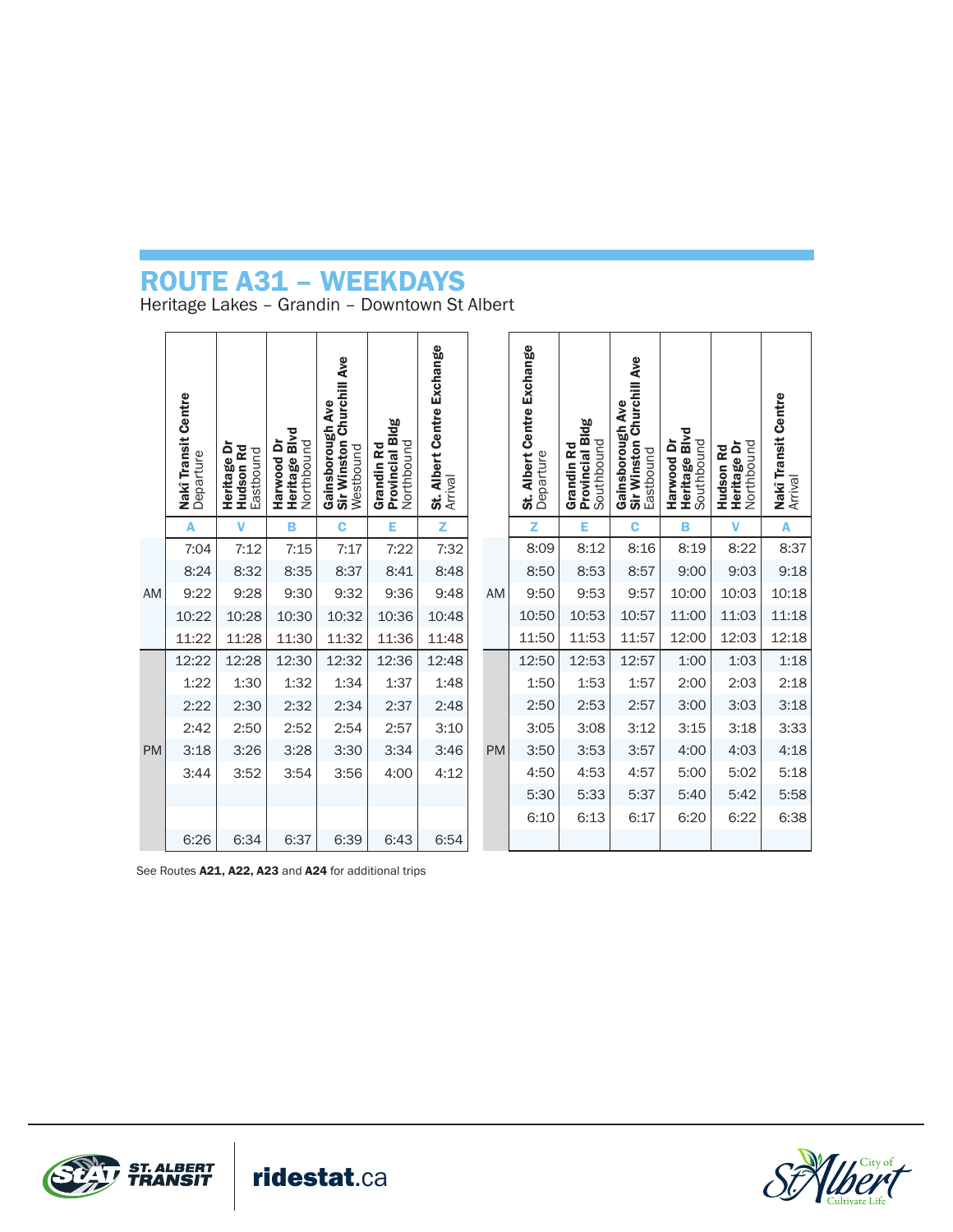## ROUTE A31 – WEEKDAYS

Heritage Lakes – Grandin – Downtown St Albert

| | **Nakî Transit Centre** Departure | **Heritage Dr Hudson Rd** Eastbound | **Harwood Dr Heritage Blvd** Northbound | **Gainsborough Ave Sir Winston Churchill Ave** Westbound | **Grandin Rd Provincial Bldg** Northbound | **St. Albert Centre Exchange** Arrival |
|---|---|---|---|---|---|---|
| | A | V | B | C | E | Z |
| AM | 7:04 | 7:12 | 7:15 | 7:17 | 7:22 | 7:32 |
| AM | 8:24 | 8:32 | 8:35 | 8:37 | 8:41 | 8:48 |
| AM | 9:22 | 9:28 | 9:30 | 9:32 | 9:36 | 9:48 |
| AM | 10:22 | 10:28 | 10:30 | 10:32 | 10:36 | 10:48 |
| AM | 11:22 | 11:28 | 11:30 | 11:32 | 11:36 | 11:48 |
| PM | 12:22 | 12:28 | 12:30 | 12:32 | 12:36 | 12:48 |
| PM | 1:22 | 1:30 | 1:32 | 1:34 | 1:37 | 1:48 |
| PM | 2:22 | 2:30 | 2:32 | 2:34 | 2:37 | 2:48 |
| PM | 2:42 | 2:50 | 2:52 | 2:54 | 2:57 | 3:10 |
| PM | 3:18 | 3:26 | 3:28 | 3:30 | 3:34 | 3:46 |
| PM | 3:44 | 3:52 | 3:54 | 3:56 | 4:00 | 4:12 |
| PM | | | | | | |
| PM | | | | | | |
| PM | 6:26 | 6:34 | 6:37 | 6:39 | 6:43 | 6:54 |

| | **St. Albert Centre Exchange** Departure | **Grandin Rd Provincial Bldg** Southbound | **Gainsborough Ave Sir Winston Churchill Ave** Eastbound | **Harwood Dr Heritage Blvd** Southbound | **Hudson Rd Heritage Dr** Northbound | **Nakî Transit Centre** Arrival |
|---|---|---|---|---|---|---|
| | Z | E | C | B | V | A |
| AM | 8:09 | 8:12 | 8:16 | 8:19 | 8:22 | 8:37 |
| AM | 8:50 | 8:53 | 8:57 | 9:00 | 9:03 | 9:18 |
| AM | 9:50 | 9:53 | 9:57 | 10:00 | 10:03 | 10:18 |
| AM | 10:50 | 10:53 | 10:57 | 11:00 | 11:03 | 11:18 |
| AM | 11:50 | 11:53 | 11:57 | 12:00 | 12:03 | 12:18 |
| PM | 12:50 | 12:53 | 12:57 | 1:00 | 1:03 | 1:18 |
| PM | 1:50 | 1:53 | 1:57 | 2:00 | 2:03 | 2:18 |
| PM | 2:50 | 2:53 | 2:57 | 3:00 | 3:03 | 3:18 |
| PM | 3:05 | 3:08 | 3:12 | 3:15 | 3:18 | 3:33 |
| PM | 3:50 | 3:53 | 3:57 | 4:00 | 4:03 | 4:18 |
| PM | 4:50 | 4:53 | 4:57 | 5:00 | 5:02 | 5:18 |
| PM | 5:30 | 5:33 | 5:37 | 5:40 | 5:42 | 5:58 |
| PM | 6:10 | 6:13 | 6:17 | 6:20 | 6:22 | 6:38 |
| PM | | | | | | |

See Routes **A21, A22, A23** and **A24** for additional trips

ST. ALBERT TRANSIT ridestat.ca

City of St. Albert — Cultivate Life